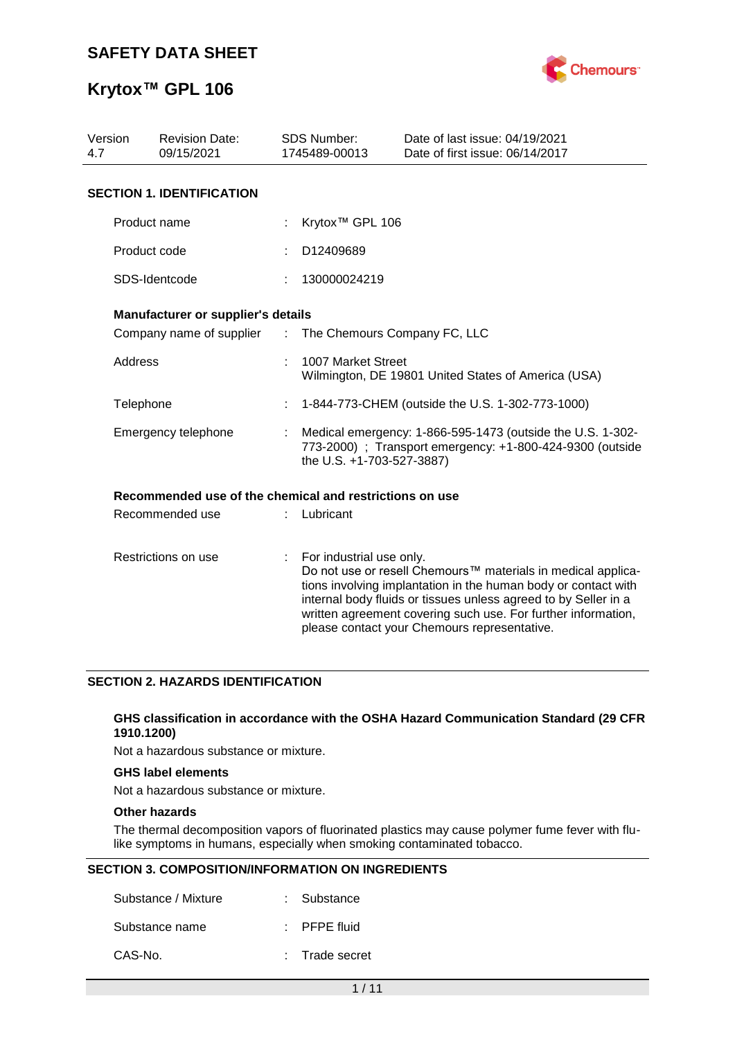# SAFETY DATA SHEET

# Krytox™ GPL 106

| Version | Revision Date: | SDS Number: | Date of last issue: 04/19/2021 |
|---|---|---|---|
| 4.7 | 09/15/2021 | 1745489-00013 | Date of first issue: 06/14/2017 |

## SECTION 1. IDENTIFICATION

Product name : Krytox™ GPL 106

Product code : D12409689

SDS-Identcode : 130000024219

**Manufacturer or supplier's details**

Company name of supplier : The Chemours Company FC, LLC

Address : 1007 Market Street
Wilmington, DE 19801 United States of America (USA)

Telephone : 1-844-773-CHEM (outside the U.S. 1-302-773-1000)

Emergency telephone : Medical emergency: 1-866-595-1473 (outside the U.S. 1-302-773-2000) ; Transport emergency: +1-800-424-9300 (outside the U.S. +1-703-527-3887)

**Recommended use of the chemical and restrictions on use**

Recommended use : Lubricant

Restrictions on use : For industrial use only.
Do not use or resell Chemours™ materials in medical applications involving implantation in the human body or contact with internal body fluids or tissues unless agreed to by Seller in a written agreement covering such use. For further information, please contact your Chemours representative.

## SECTION 2. HAZARDS IDENTIFICATION

**GHS classification in accordance with the OSHA Hazard Communication Standard (29 CFR 1910.1200)**

Not a hazardous substance or mixture.

**GHS label elements**

Not a hazardous substance or mixture.

**Other hazards**

The thermal decomposition vapors of fluorinated plastics may cause polymer fume fever with flu-like symptoms in humans, especially when smoking contaminated tobacco.

## SECTION 3. COMPOSITION/INFORMATION ON INGREDIENTS

Substance / Mixture : Substance

Substance name : PFPE fluid

CAS-No. : Trade secret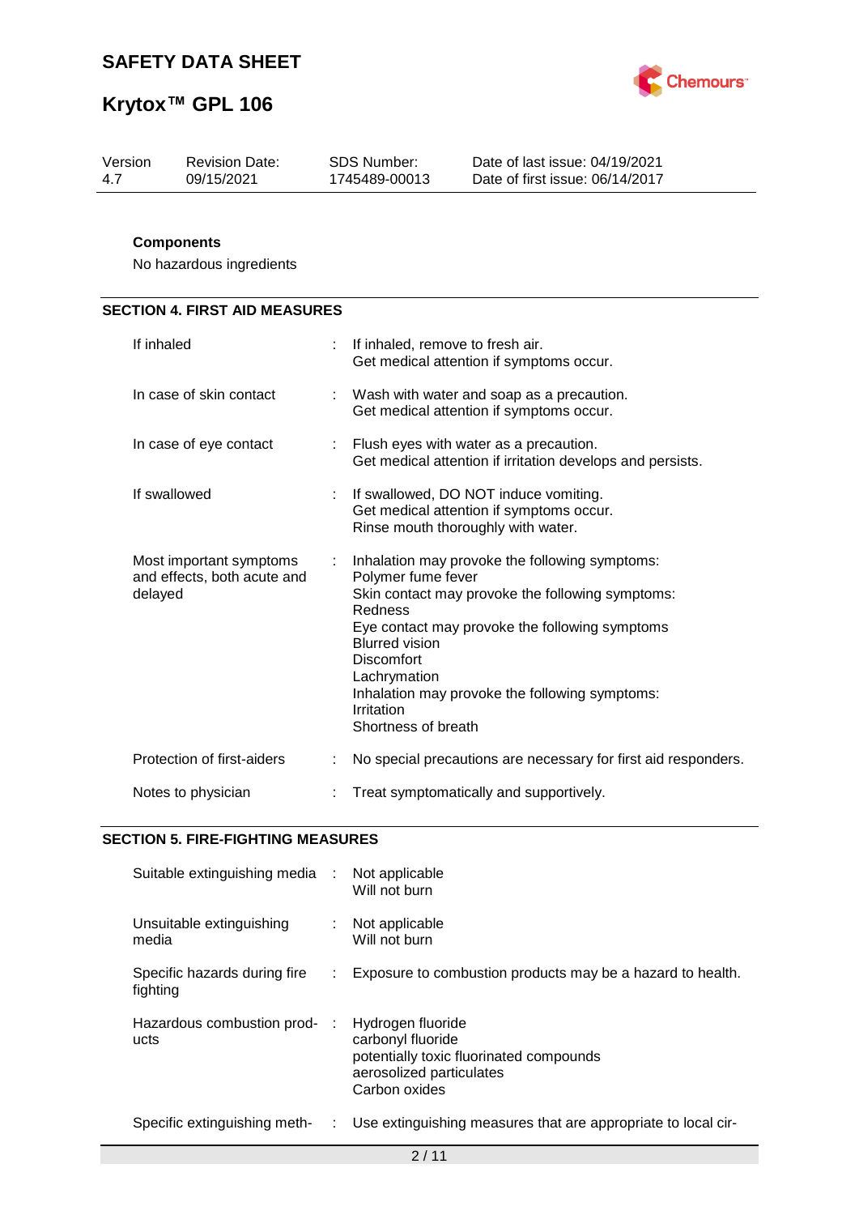**Components**

No hazardous ingredients

## SECTION 4. FIRST AID MEASURES

| | | |
|---|---|---|
| If inhaled | : | If inhaled, remove to fresh air.<br>Get medical attention if symptoms occur. |
| In case of skin contact | : | Wash with water and soap as a precaution.<br>Get medical attention if symptoms occur. |
| In case of eye contact | : | Flush eyes with water as a precaution.<br>Get medical attention if irritation develops and persists. |
| If swallowed | : | If swallowed, DO NOT induce vomiting.<br>Get medical attention if symptoms occur.<br>Rinse mouth thoroughly with water. |
| Most important symptoms and effects, both acute and delayed | : | Inhalation may provoke the following symptoms:<br>Polymer fume fever<br>Skin contact may provoke the following symptoms:<br>Redness<br>Eye contact may provoke the following symptoms<br>Blurred vision<br>Discomfort<br>Lachrymation<br>Inhalation may provoke the following symptoms:<br>Irritation<br>Shortness of breath |
| Protection of first-aiders | : | No special precautions are necessary for first aid responders. |
| Notes to physician | : | Treat symptomatically and supportively. |

## SECTION 5. FIRE-FIGHTING MEASURES

| | | |
|---|---|---|
| Suitable extinguishing media | : | Not applicable<br>Will not burn |
| Unsuitable extinguishing media | : | Not applicable<br>Will not burn |
| Specific hazards during fire fighting | : | Exposure to combustion products may be a hazard to health. |
| Hazardous combustion products | : | Hydrogen fluoride<br>carbonyl fluoride<br>potentially toxic fluorinated compounds<br>aerosolized particulates<br>Carbon oxides |
| Specific extinguishing meth- | : | Use extinguishing measures that are appropriate to local cir- |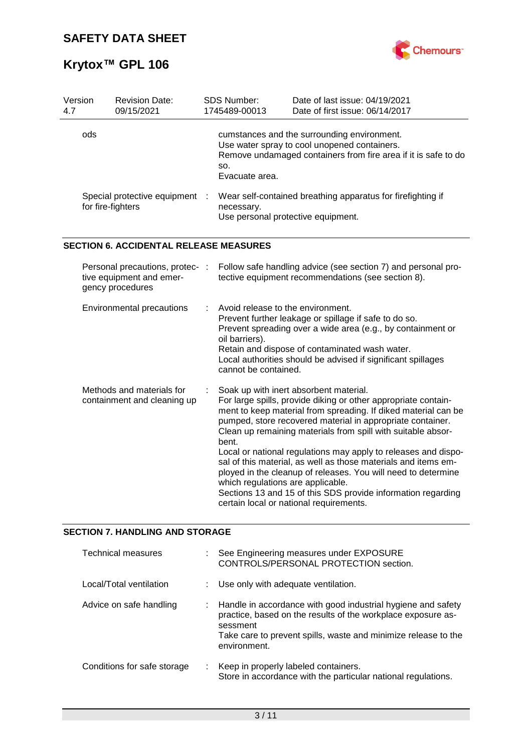| Version 4.7 | Revision Date: 09/15/2021 | SDS Number: 1745489-00013 | Date of last issue: 04/19/2021<br>Date of first issue: 06/14/2017 |
|---|---|---|---|

| | |
|---|---|
| ods | cumstances and the surrounding environment.<br>Use water spray to cool unopened containers.<br>Remove undamaged containers from fire area if it is safe to do so.<br>Evacuate area. |
| Special protective equipment for fire-fighters | : Wear self-contained breathing apparatus for firefighting if necessary.<br>Use personal protective equipment. |

## SECTION 6. ACCIDENTAL RELEASE MEASURES

| | |
|---|---|
| Personal precautions, protective equipment and emergency procedures | : Follow safe handling advice (see section 7) and personal protective equipment recommendations (see section 8). |
| Environmental precautions | : Avoid release to the environment.<br>Prevent further leakage or spillage if safe to do so.<br>Prevent spreading over a wide area (e.g., by containment or oil barriers).<br>Retain and dispose of contaminated wash water.<br>Local authorities should be advised if significant spillages cannot be contained. |
| Methods and materials for containment and cleaning up | : Soak up with inert absorbent material.<br>For large spills, provide diking or other appropriate containment to keep material from spreading. If diked material can be pumped, store recovered material in appropriate container.<br>Clean up remaining materials from spill with suitable absorbent.<br>Local or national regulations may apply to releases and disposal of this material, as well as those materials and items employed in the cleanup of releases. You will need to determine which regulations are applicable.<br>Sections 13 and 15 of this SDS provide information regarding certain local or national requirements. |

## SECTION 7. HANDLING AND STORAGE

| | |
|---|---|
| Technical measures | : See Engineering measures under EXPOSURE CONTROLS/PERSONAL PROTECTION section. |
| Local/Total ventilation | : Use only with adequate ventilation. |
| Advice on safe handling | : Handle in accordance with good industrial hygiene and safety practice, based on the results of the workplace exposure assessment<br>Take care to prevent spills, waste and minimize release to the environment. |
| Conditions for safe storage | : Keep in properly labeled containers.<br>Store in accordance with the particular national regulations. |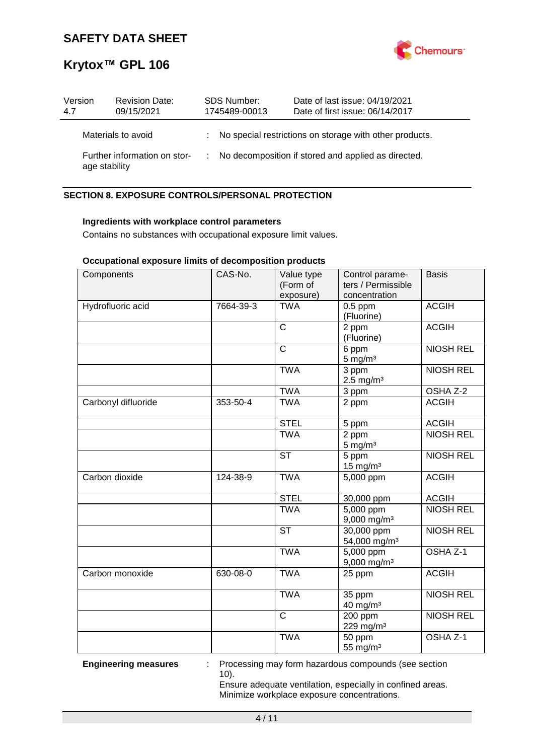| Version | Revision Date: | SDS Number: | Date of last issue: 04/19/2021 |
|---|---|---|---|
| 4.7 | 09/15/2021 | 1745489-00013 | Date of first issue: 06/14/2017 |

Materials to avoid : No special restrictions on storage with other products.

Further information on storage stability : No decomposition if stored and applied as directed.

## SECTION 8. EXPOSURE CONTROLS/PERSONAL PROTECTION

**Ingredients with workplace control parameters**

Contains no substances with occupational exposure limit values.

**Occupational exposure limits of decomposition products**

| Components | CAS-No. | Value type (Form of exposure) | Control parameters / Permissible concentration | Basis |
|---|---|---|---|---|
| Hydrofluoric acid | 7664-39-3 | TWA | 0.5 ppm (Fluorine) | ACGIH |
| | | C | 2 ppm (Fluorine) | ACGIH |
| | | C | 6 ppm 5 mg/m³ | NIOSH REL |
| | | TWA | 3 ppm 2.5 mg/m³ | NIOSH REL |
| | | TWA | 3 ppm | OSHA Z-2 |
| Carbonyl difluoride | 353-50-4 | TWA | 2 ppm | ACGIH |
| | | STEL | 5 ppm | ACGIH |
| | | TWA | 2 ppm 5 mg/m³ | NIOSH REL |
| | | ST | 5 ppm 15 mg/m³ | NIOSH REL |
| Carbon dioxide | 124-38-9 | TWA | 5,000 ppm | ACGIH |
| | | STEL | 30,000 ppm | ACGIH |
| | | TWA | 5,000 ppm 9,000 mg/m³ | NIOSH REL |
| | | ST | 30,000 ppm 54,000 mg/m³ | NIOSH REL |
| | | TWA | 5,000 ppm 9,000 mg/m³ | OSHA Z-1 |
| Carbon monoxide | 630-08-0 | TWA | 25 ppm | ACGIH |
| | | TWA | 35 ppm 40 mg/m³ | NIOSH REL |
| | | C | 200 ppm 229 mg/m³ | NIOSH REL |
| | | TWA | 50 ppm 55 mg/m³ | OSHA Z-1 |

**Engineering measures** : Processing may form hazardous compounds (see section 10).
Ensure adequate ventilation, especially in confined areas.
Minimize workplace exposure concentrations.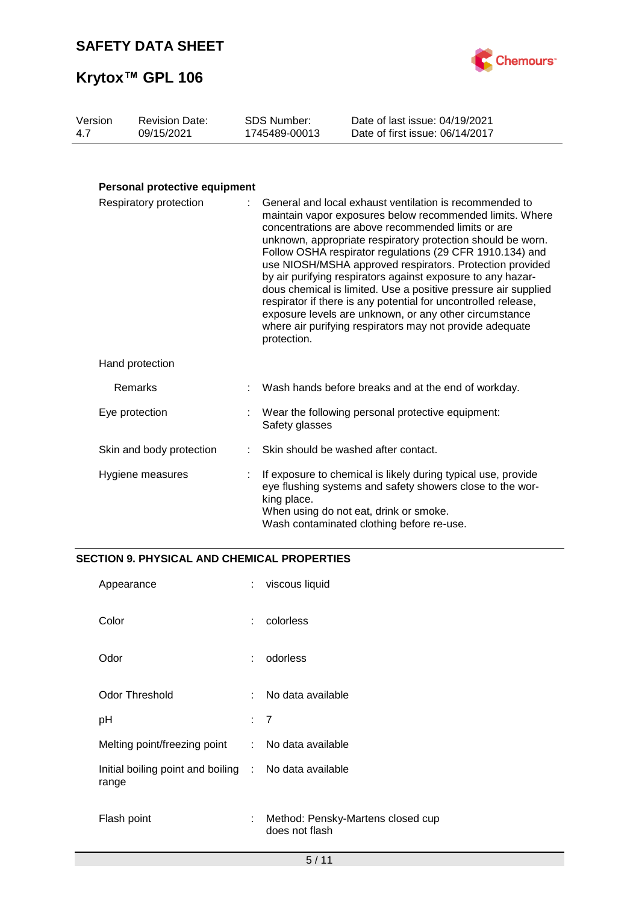**Personal protective equipment**

| | | |
|---|---|---|
| Respiratory protection | : | General and local exhaust ventilation is recommended to maintain vapor exposures below recommended limits. Where concentrations are above recommended limits or are unknown, appropriate respiratory protection should be worn. Follow OSHA respirator regulations (29 CFR 1910.134) and use NIOSH/MSHA approved respirators. Protection provided by air purifying respirators against exposure to any hazardous chemical is limited. Use a positive pressure air supplied respirator if there is any potential for uncontrolled release, exposure levels are unknown, or any other circumstance where air purifying respirators may not provide adequate protection. |
| Hand protection | | |
| Remarks | : | Wash hands before breaks and at the end of workday. |
| Eye protection | : | Wear the following personal protective equipment: Safety glasses |
| Skin and body protection | : | Skin should be washed after contact. |
| Hygiene measures | : | If exposure to chemical is likely during typical use, provide eye flushing systems and safety showers close to the working place. When using do not eat, drink or smoke. Wash contaminated clothing before re-use. |

## SECTION 9. PHYSICAL AND CHEMICAL PROPERTIES

| | | |
|---|---|---|
| Appearance | : | viscous liquid |
| Color | : | colorless |
| Odor | : | odorless |
| Odor Threshold | : | No data available |
| pH | : | 7 |
| Melting point/freezing point | : | No data available |
| Initial boiling point and boiling range | : | No data available |
| Flash point | : | Method: Pensky-Martens closed cup does not flash |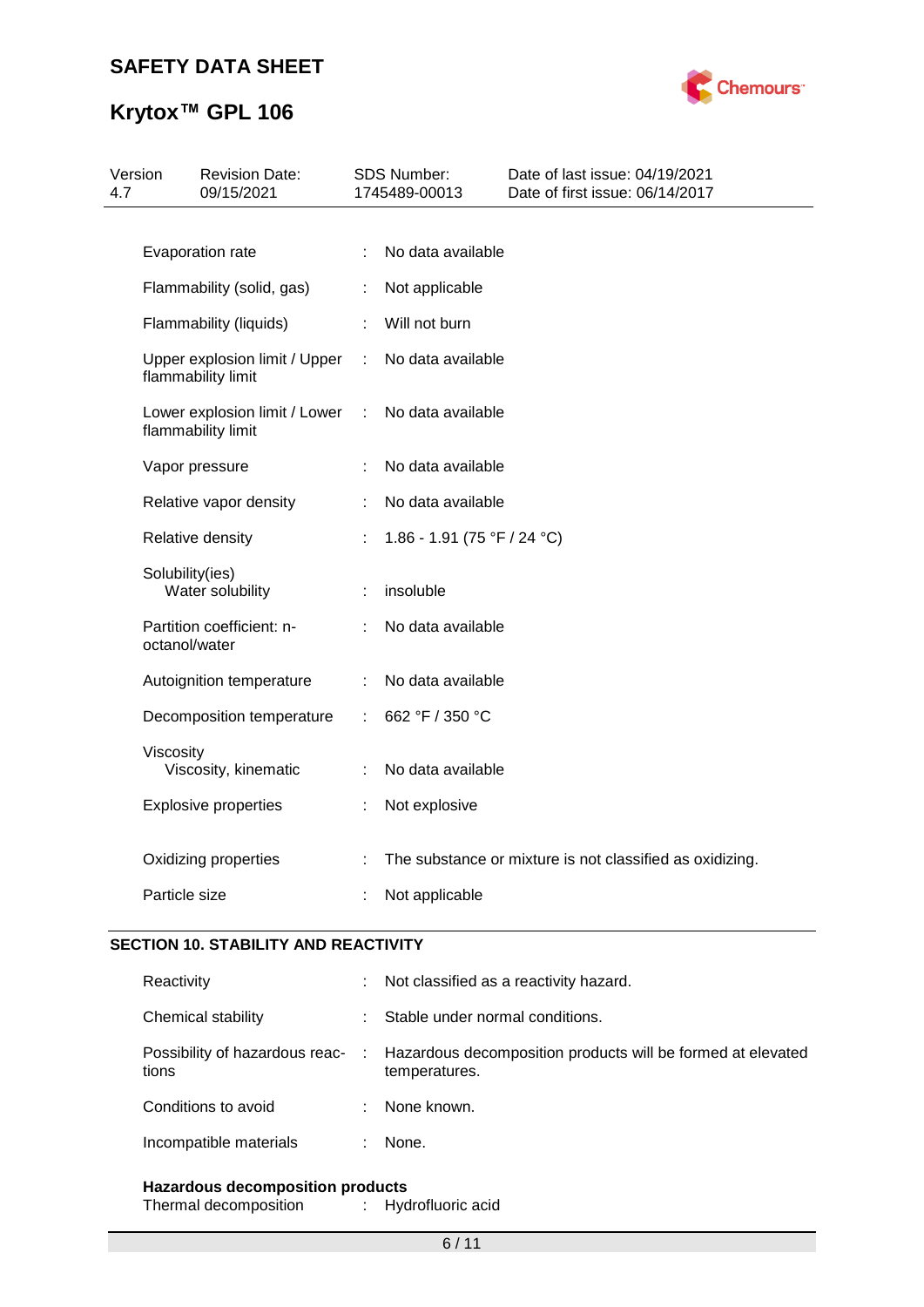| | | |
|---|---|---|
| Evaporation rate | : | No data available |
| Flammability (solid, gas) | : | Not applicable |
| Flammability (liquids) | : | Will not burn |
| Upper explosion limit / Upper flammability limit | : | No data available |
| Lower explosion limit / Lower flammability limit | : | No data available |
| Vapor pressure | : | No data available |
| Relative vapor density | : | No data available |
| Relative density | : | 1.86 - 1.91 (75 °F / 24 °C) |
| Solubility(ies)<br>Water solubility | : | insoluble |
| Partition coefficient: n-octanol/water | : | No data available |
| Autoignition temperature | : | No data available |
| Decomposition temperature | : | 662 °F / 350 °C |
| Viscosity<br>Viscosity, kinematic | : | No data available |
| Explosive properties | : | Not explosive |
| Oxidizing properties | : | The substance or mixture is not classified as oxidizing. |
| Particle size | : | Not applicable |

## SECTION 10. STABILITY AND REACTIVITY

| | | |
|---|---|---|
| Reactivity | : | Not classified as a reactivity hazard. |
| Chemical stability | : | Stable under normal conditions. |
| Possibility of hazardous reactions | : | Hazardous decomposition products will be formed at elevated temperatures. |
| Conditions to avoid | : | None known. |
| Incompatible materials | : | None. |

**Hazardous decomposition products**

| | | |
|---|---|---|
| Thermal decomposition | : | Hydrofluoric acid |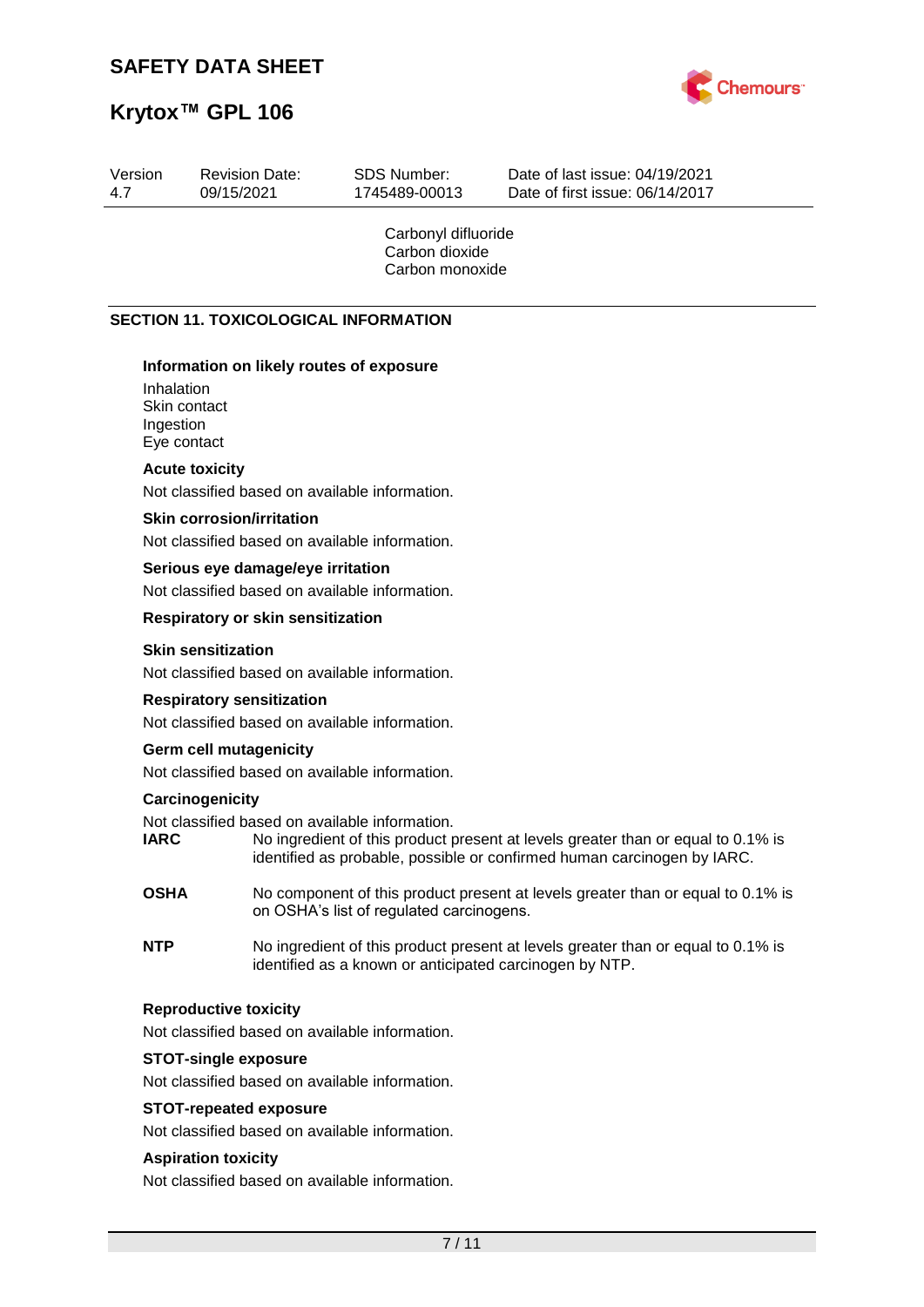Carbonyl difluoride
Carbon dioxide
Carbon monoxide

## SECTION 11. TOXICOLOGICAL INFORMATION

**Information on likely routes of exposure**

Inhalation
Skin contact
Ingestion
Eye contact

**Acute toxicity**

Not classified based on available information.

**Skin corrosion/irritation**

Not classified based on available information.

**Serious eye damage/eye irritation**

Not classified based on available information.

**Respiratory or skin sensitization**

**Skin sensitization**

Not classified based on available information.

**Respiratory sensitization**

Not classified based on available information.

**Germ cell mutagenicity**

Not classified based on available information.

**Carcinogenicity**

Not classified based on available information.

**IARC** No ingredient of this product present at levels greater than or equal to 0.1% is identified as probable, possible or confirmed human carcinogen by IARC.

**OSHA** No component of this product present at levels greater than or equal to 0.1% is on OSHA's list of regulated carcinogens.

**NTP** No ingredient of this product present at levels greater than or equal to 0.1% is identified as a known or anticipated carcinogen by NTP.

**Reproductive toxicity**

Not classified based on available information.

**STOT-single exposure**

Not classified based on available information.

**STOT-repeated exposure**

Not classified based on available information.

**Aspiration toxicity**

Not classified based on available information.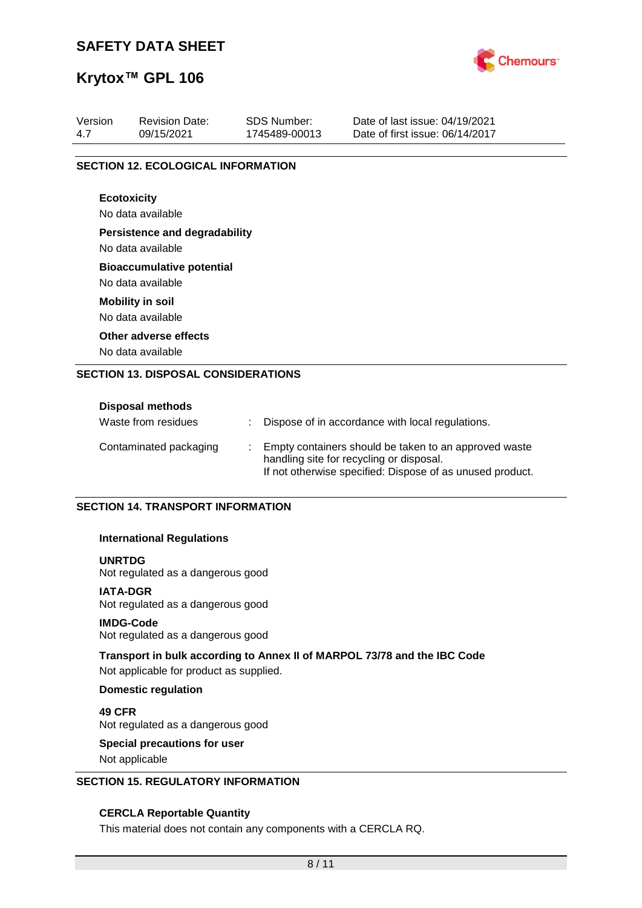## SECTION 12. ECOLOGICAL INFORMATION

**Ecotoxicity**

No data available

**Persistence and degradability**

No data available

**Bioaccumulative potential**

No data available

**Mobility in soil**

No data available

**Other adverse effects**

No data available

## SECTION 13. DISPOSAL CONSIDERATIONS

**Disposal methods**

| | | |
|---|---|---|
| Waste from residues | : | Dispose of in accordance with local regulations. |
| Contaminated packaging | : | Empty containers should be taken to an approved waste handling site for recycling or disposal. If not otherwise specified: Dispose of as unused product. |

## SECTION 14. TRANSPORT INFORMATION

**International Regulations**

**UNRTDG**

Not regulated as a dangerous good

**IATA-DGR**

Not regulated as a dangerous good

**IMDG-Code**

Not regulated as a dangerous good

**Transport in bulk according to Annex II of MARPOL 73/78 and the IBC Code**

Not applicable for product as supplied.

**Domestic regulation**

**49 CFR**

Not regulated as a dangerous good

**Special precautions for user**

Not applicable

## SECTION 15. REGULATORY INFORMATION

**CERCLA Reportable Quantity**

This material does not contain any components with a CERCLA RQ.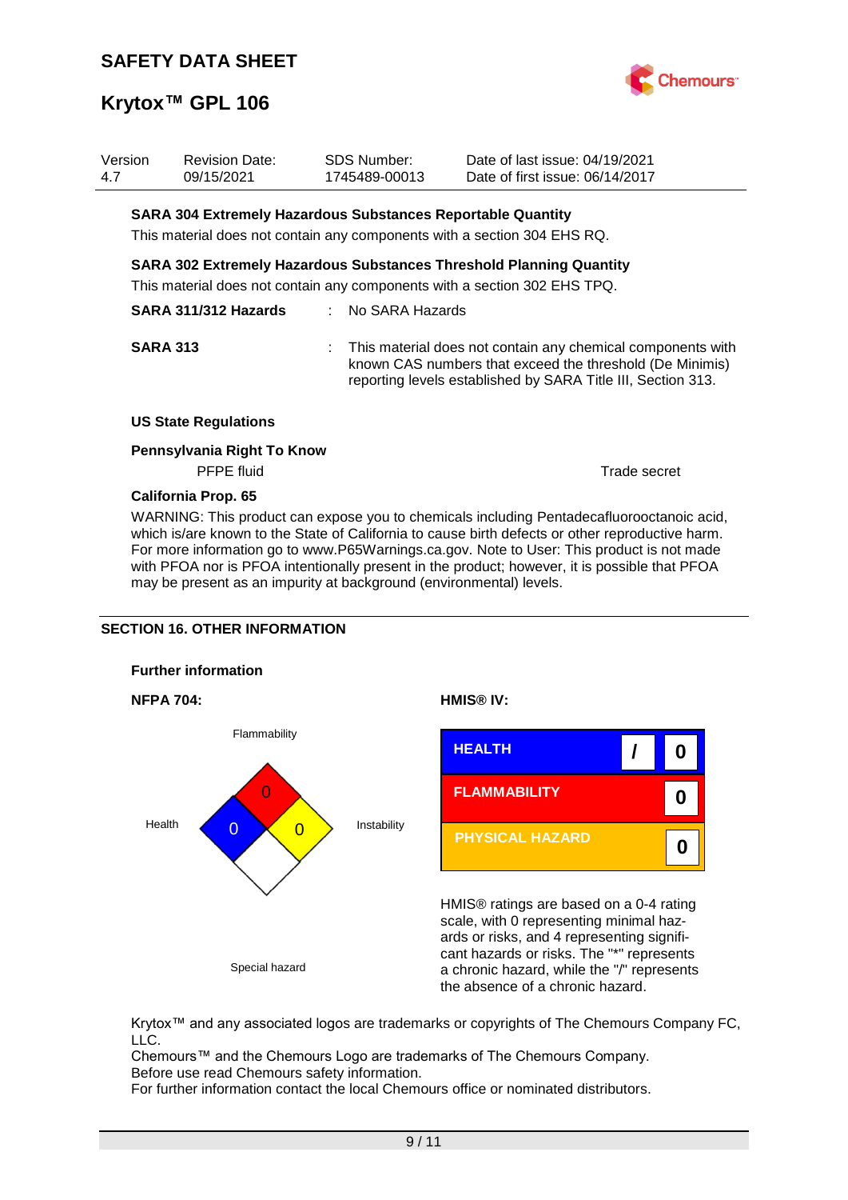### SARA 304 Extremely Hazardous Substances Reportable Quantity

This material does not contain any components with a section 304 EHS RQ.

### SARA 302 Extremely Hazardous Substances Threshold Planning Quantity

This material does not contain any components with a section 302 EHS TPQ.

| | | |
|---|---|---|
| **SARA 311/312 Hazards** | : | No SARA Hazards |
| **SARA 313** | : | This material does not contain any chemical components with known CAS numbers that exceed the threshold (De Minimis) reporting levels established by SARA Title III, Section 313. |

### US State Regulations

**Pennsylvania Right To Know**

| | |
|---|---|
| PFPE fluid | Trade secret |

**California Prop. 65**

WARNING: This product can expose you to chemicals including Pentadecafluorooctanoic acid, which is/are known to the State of California to cause birth defects or other reproductive harm. For more information go to www.P65Warnings.ca.gov. Note to User: This product is not made with PFOA nor is PFOA intentionally present in the product; however, it is possible that PFOA may be present as an impurity at background (environmental) levels.

## SECTION 16. OTHER INFORMATION

### Further information

**NFPA 704:**

| Health | Flammability | Instability | Special hazard |
|---|---|---|---|
| 0 | 0 | 0 | |

**HMIS® IV:**

| | | |
|---|---|---|
| HEALTH | / | 0 |
| FLAMMABILITY | | 0 |
| PHYSICAL HAZARD | | 0 |

HMIS® ratings are based on a 0-4 rating scale, with 0 representing minimal hazards or risks, and 4 representing significant hazards or risks. The "*" represents a chronic hazard, while the "/" represents the absence of a chronic hazard.

Krytox™ and any associated logos are trademarks or copyrights of The Chemours Company FC, LLC.
Chemours™ and the Chemours Logo are trademarks of The Chemours Company.
Before use read Chemours safety information.
For further information contact the local Chemours office or nominated distributors.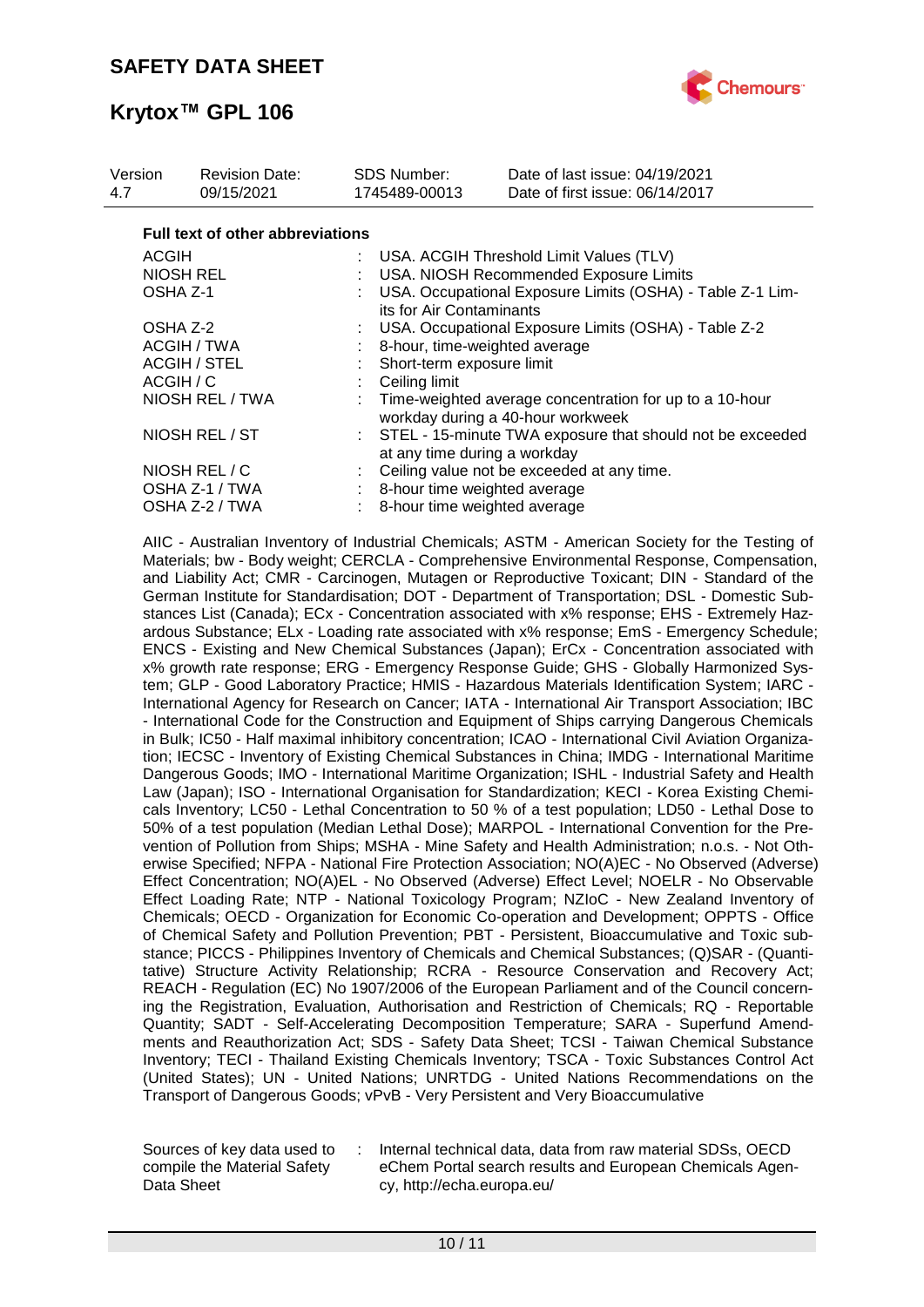**Full text of other abbreviations**

| | | |
|---|---|---|
| ACGIH | : | USA. ACGIH Threshold Limit Values (TLV) |
| NIOSH REL | : | USA. NIOSH Recommended Exposure Limits |
| OSHA Z-1 | : | USA. Occupational Exposure Limits (OSHA) - Table Z-1 Limits for Air Contaminants |
| OSHA Z-2 | : | USA. Occupational Exposure Limits (OSHA) - Table Z-2 |
| ACGIH / TWA | : | 8-hour, time-weighted average |
| ACGIH / STEL | : | Short-term exposure limit |
| ACGIH / C | : | Ceiling limit |
| NIOSH REL / TWA | : | Time-weighted average concentration for up to a 10-hour workday during a 40-hour workweek |
| NIOSH REL / ST | : | STEL - 15-minute TWA exposure that should not be exceeded at any time during a workday |
| NIOSH REL / C | : | Ceiling value not be exceeded at any time. |
| OSHA Z-1 / TWA | : | 8-hour time weighted average |
| OSHA Z-2 / TWA | : | 8-hour time weighted average |

AIIC - Australian Inventory of Industrial Chemicals; ASTM - American Society for the Testing of Materials; bw - Body weight; CERCLA - Comprehensive Environmental Response, Compensation, and Liability Act; CMR - Carcinogen, Mutagen or Reproductive Toxicant; DIN - Standard of the German Institute for Standardisation; DOT - Department of Transportation; DSL - Domestic Substances List (Canada); ECx - Concentration associated with x% response; EHS - Extremely Hazardous Substance; ELx - Loading rate associated with x% response; EmS - Emergency Schedule; ENCS - Existing and New Chemical Substances (Japan); ErCx - Concentration associated with x% growth rate response; ERG - Emergency Response Guide; GHS - Globally Harmonized System; GLP - Good Laboratory Practice; HMIS - Hazardous Materials Identification System; IARC - International Agency for Research on Cancer; IATA - International Air Transport Association; IBC - International Code for the Construction and Equipment of Ships carrying Dangerous Chemicals in Bulk; IC50 - Half maximal inhibitory concentration; ICAO - International Civil Aviation Organization; IECSC - Inventory of Existing Chemical Substances in China; IMDG - International Maritime Dangerous Goods; IMO - International Maritime Organization; ISHL - Industrial Safety and Health Law (Japan); ISO - International Organisation for Standardization; KECI - Korea Existing Chemicals Inventory; LC50 - Lethal Concentration to 50 % of a test population; LD50 - Lethal Dose to 50% of a test population (Median Lethal Dose); MARPOL - International Convention for the Prevention of Pollution from Ships; MSHA - Mine Safety and Health Administration; n.o.s. - Not Otherwise Specified; NFPA - National Fire Protection Association; NO(A)EC - No Observed (Adverse) Effect Concentration; NO(A)EL - No Observed (Adverse) Effect Level; NOELR - No Observable Effect Loading Rate; NTP - National Toxicology Program; NZIoC - New Zealand Inventory of Chemicals; OECD - Organization for Economic Co-operation and Development; OPPTS - Office of Chemical Safety and Pollution Prevention; PBT - Persistent, Bioaccumulative and Toxic substance; PICCS - Philippines Inventory of Chemicals and Chemical Substances; (Q)SAR - (Quantitative) Structure Activity Relationship; RCRA - Resource Conservation and Recovery Act; REACH - Regulation (EC) No 1907/2006 of the European Parliament and of the Council concerning the Registration, Evaluation, Authorisation and Restriction of Chemicals; RQ - Reportable Quantity; SADT - Self-Accelerating Decomposition Temperature; SARA - Superfund Amendments and Reauthorization Act; SDS - Safety Data Sheet; TCSI - Taiwan Chemical Substance Inventory; TECI - Thailand Existing Chemicals Inventory; TSCA - Toxic Substances Control Act (United States); UN - United Nations; UNRTDG - United Nations Recommendations on the Transport of Dangerous Goods; vPvB - Very Persistent and Very Bioaccumulative

| | | |
|---|---|---|
| Sources of key data used to compile the Material Safety Data Sheet | : | Internal technical data, data from raw material SDSs, OECD eChem Portal search results and European Chemicals Agency, http://echa.europa.eu/ |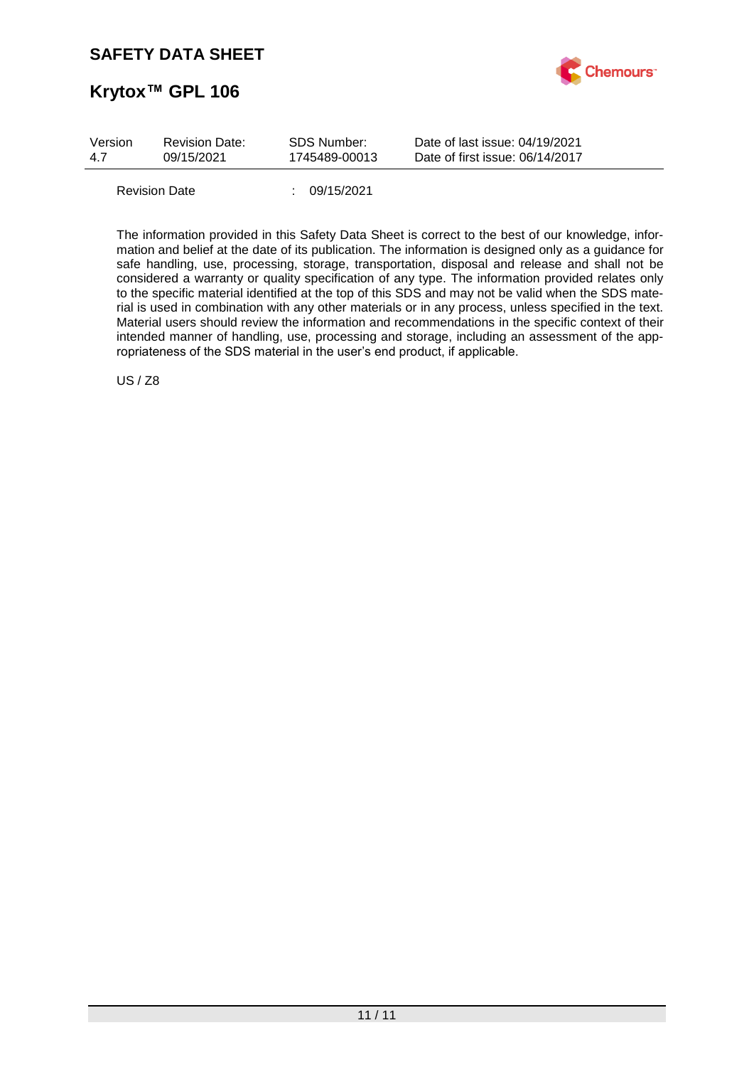Revision Date : 09/15/2021

The information provided in this Safety Data Sheet is correct to the best of our knowledge, information and belief at the date of its publication. The information is designed only as a guidance for safe handling, use, processing, storage, transportation, disposal and release and shall not be considered a warranty or quality specification of any type. The information provided relates only to the specific material identified at the top of this SDS and may not be valid when the SDS material is used in combination with any other materials or in any process, unless specified in the text. Material users should review the information and recommendations in the specific context of their intended manner of handling, use, processing and storage, including an assessment of the appropriateness of the SDS material in the user's end product, if applicable.

US / Z8